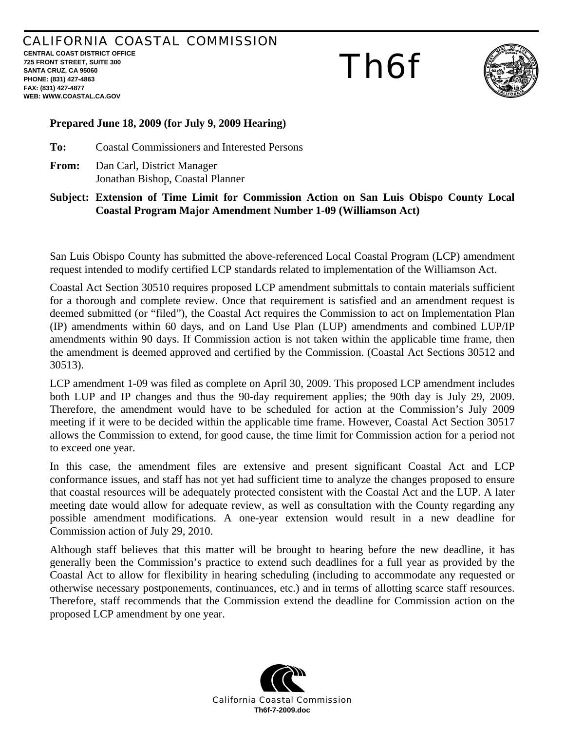CALIFORNIA COASTAL COMMISSION

**CENTRAL COAST DISTRICT OFFICE**
**725 FRONT STREET, SUITE 300**
**SANTA CRUZ, CA 95060**
**PHONE: (831) 427-4863**
**FAX: (831) 427-4877**
**WEB: WWW.COASTAL.CA.GOV**

# Th6f

**Prepared June 18, 2009 (for July 9, 2009 Hearing)**

**To:** Coastal Commissioners and Interested Persons

**From:** Dan Carl, District Manager
Jonathan Bishop, Coastal Planner

**Subject: Extension of Time Limit for Commission Action on San Luis Obispo County Local Coastal Program Major Amendment Number 1-09 (Williamson Act)**

San Luis Obispo County has submitted the above-referenced Local Coastal Program (LCP) amendment request intended to modify certified LCP standards related to implementation of the Williamson Act.

Coastal Act Section 30510 requires proposed LCP amendment submittals to contain materials sufficient for a thorough and complete review. Once that requirement is satisfied and an amendment request is deemed submitted (or "filed"), the Coastal Act requires the Commission to act on Implementation Plan (IP) amendments within 60 days, and on Land Use Plan (LUP) amendments and combined LUP/IP amendments within 90 days. If Commission action is not taken within the applicable time frame, then the amendment is deemed approved and certified by the Commission. (Coastal Act Sections 30512 and 30513).

LCP amendment 1-09 was filed as complete on April 30, 2009. This proposed LCP amendment includes both LUP and IP changes and thus the 90-day requirement applies; the 90th day is July 29, 2009. Therefore, the amendment would have to be scheduled for action at the Commission's July 2009 meeting if it were to be decided within the applicable time frame. However, Coastal Act Section 30517 allows the Commission to extend, for good cause, the time limit for Commission action for a period not to exceed one year.

In this case, the amendment files are extensive and present significant Coastal Act and LCP conformance issues, and staff has not yet had sufficient time to analyze the changes proposed to ensure that coastal resources will be adequately protected consistent with the Coastal Act and the LUP. A later meeting date would allow for adequate review, as well as consultation with the County regarding any possible amendment modifications. A one-year extension would result in a new deadline for Commission action of July 29, 2010.

Although staff believes that this matter will be brought to hearing before the new deadline, it has generally been the Commission's practice to extend such deadlines for a full year as provided by the Coastal Act to allow for flexibility in hearing scheduling (including to accommodate any requested or otherwise necessary postponements, continuances, etc.) and in terms of allotting scarce staff resources. Therefore, staff recommends that the Commission extend the deadline for Commission action on the proposed LCP amendment by one year.

California Coastal Commission
**Th6f-7-2009.doc**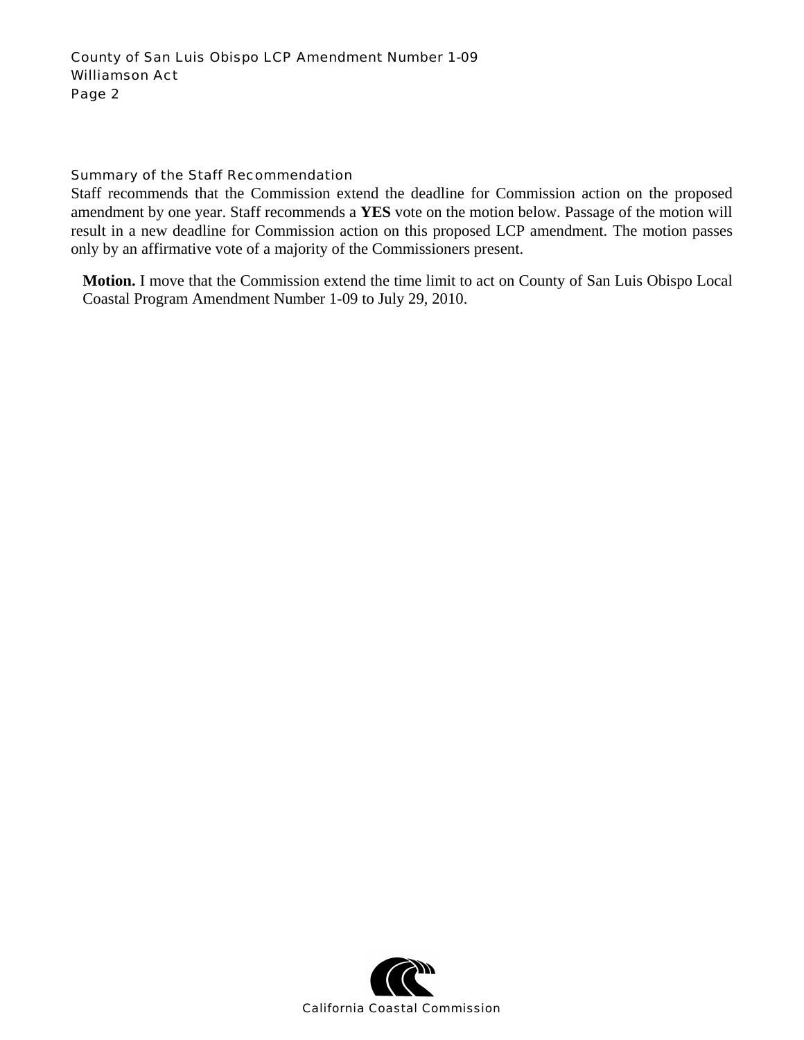### Summary of the Staff Recommendation

Staff recommends that the Commission extend the deadline for Commission action on the proposed amendment by one year. Staff recommends a **YES** vote on the motion below. Passage of the motion will result in a new deadline for Commission action on this proposed LCP amendment. The motion passes only by an affirmative vote of a majority of the Commissioners present.

> **Motion.** I move that the Commission extend the time limit to act on County of San Luis Obispo Local Coastal Program Amendment Number 1-09 to July 29, 2010.